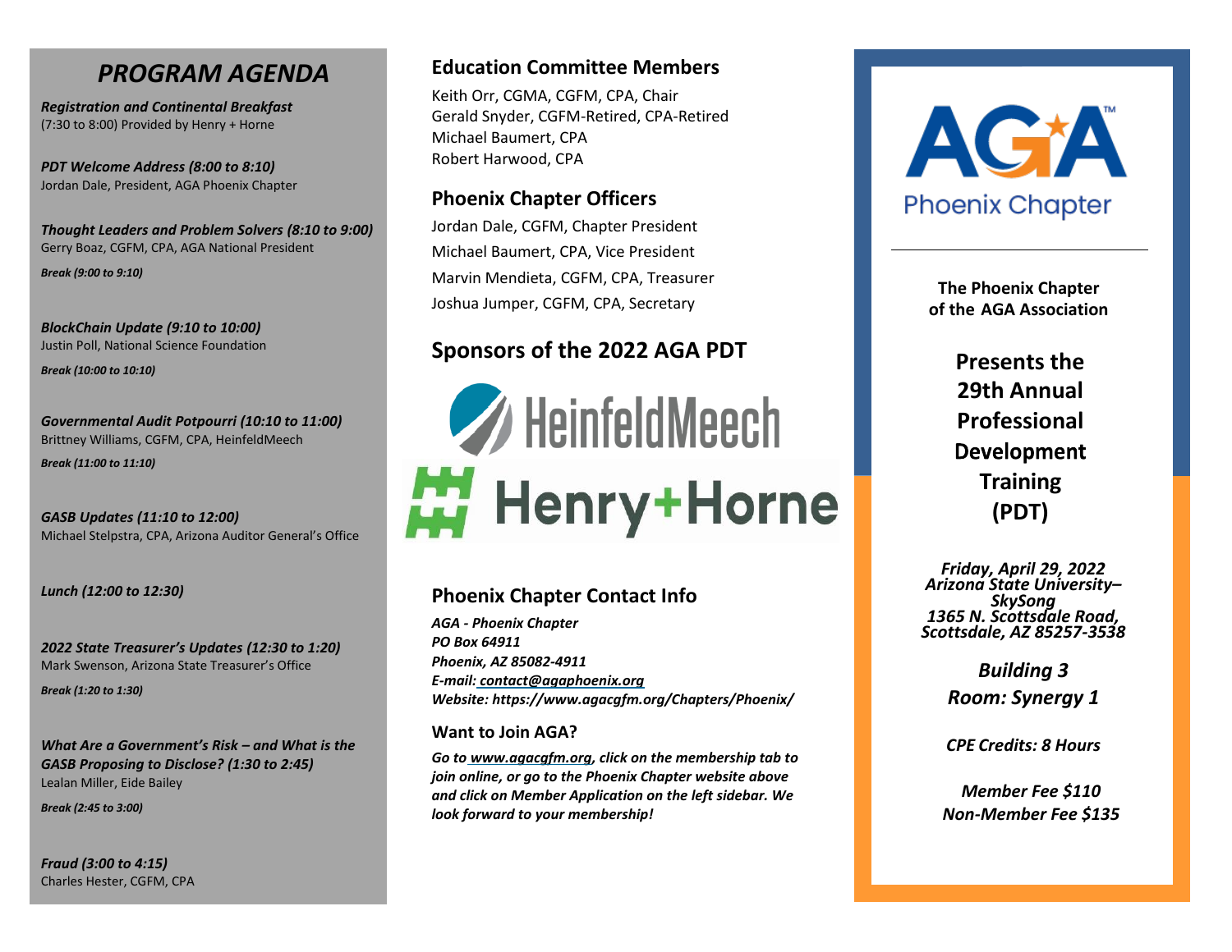# PROGRAM AGENDA

***Registration and Continental Breakfast***
(7:30 to 8:00) Provided by Henry + Horne

***PDT Welcome Address (8:00 to 8:10)***
Jordan Dale, President, AGA Phoenix Chapter

***Thought Leaders and Problem Solvers (8:10 to 9:00)***
Gerry Boaz, CGFM, CPA, AGA National President

***Break (9:00 to 9:10)***

***BlockChain Update (9:10 to 10:00)***
Justin Poll, National Science Foundation

***Break (10:00 to 10:10)***

***Governmental Audit Potpourri (10:10 to 11:00)***
Brittney Williams, CGFM, CPA, HeinfeldMeech

***Break (11:00 to 11:10)***

***GASB Updates (11:10 to 12:00)***
Michael Stelpstra, CPA, Arizona Auditor General's Office

***Lunch (12:00 to 12:30)***

***2022 State Treasurer's Updates (12:30 to 1:20)***
Mark Swenson, Arizona State Treasurer's Office

***Break (1:20 to 1:30)***

***What Are a Government's Risk – and What is the GASB Proposing to Disclose? (1:30 to 2:45)***
Lealan Miller, Eide Bailey

***Break (2:45 to 3:00)***

***Fraud (3:00 to 4:15)***
Charles Hester, CGFM, CPA

## Education Committee Members

Keith Orr, CGMA, CGFM, CPA, Chair
Gerald Snyder, CGFM-Retired, CPA-Retired
Michael Baumert, CPA
Robert Harwood, CPA

## Phoenix Chapter Officers

Jordan Dale, CGFM, Chapter President
Michael Baumert, CPA, Vice President
Marvin Mendieta, CGFM, CPA, Treasurer
Joshua Jumper, CGFM, CPA, Secretary

## Sponsors of the 2022 AGA PDT

HeinfeldMeech

Henry+Horne

## Phoenix Chapter Contact Info

*AGA - Phoenix Chapter*
*PO Box 64911*
*Phoenix, AZ 85082-4911*
*E-mail: contact@agaphoenix.org*
*Website: https://www.agacgfm.org/Chapters/Phoenix/*

### Want to Join AGA?

***Go to www.agacgfm.org, click on the membership tab to join online, or go to the Phoenix Chapter website above and click on Member Application on the left sidebar. We look forward to your membership!***

AGA™ Phoenix Chapter

**The Phoenix Chapter of the AGA Association**

**Presents the 29th Annual Professional Development Training (PDT)**

***Friday, April 29, 2022***
***Arizona State University–SkySong***
***1365 N. Scottsdale Road, Scottsdale, AZ 85257-3538***

***Building 3***
***Room: Synergy 1***

***CPE Credits: 8 Hours***

***Member Fee $110***
***Non-Member Fee $135***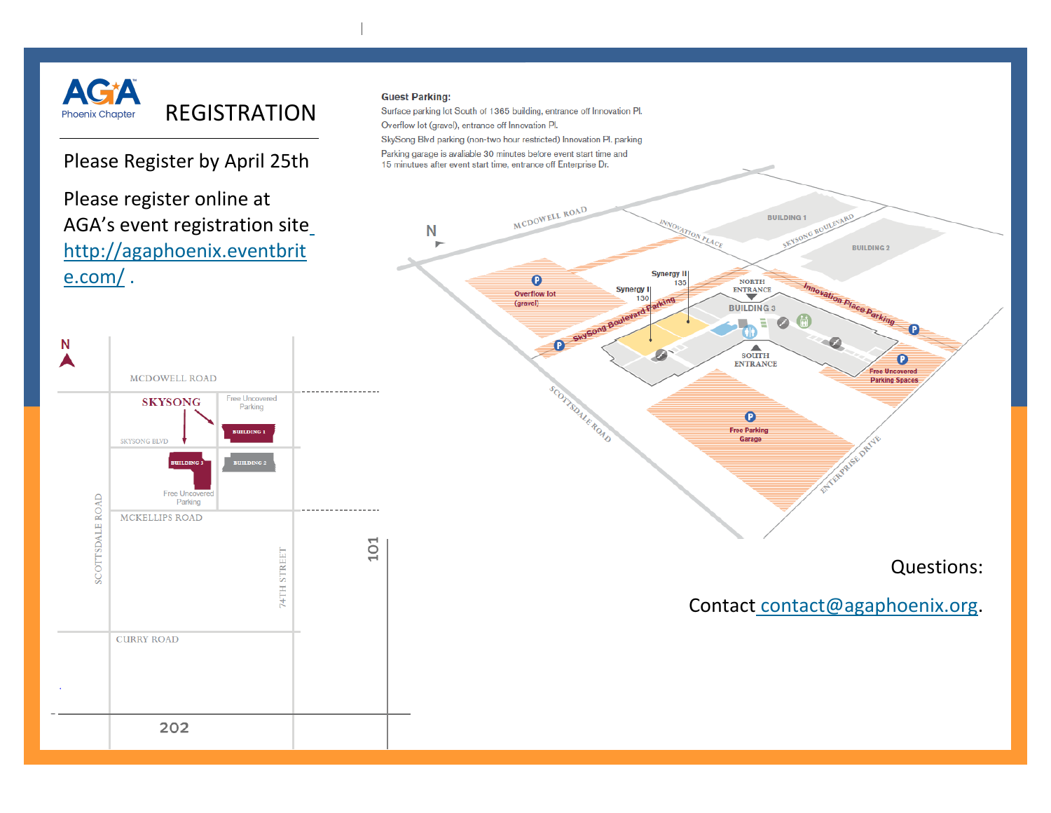# REGISTRATION

Please Register by April 25th

Please register online at AGA's event registration site http://agaphoenix.eventbrite.com/ .

**Guest Parking:**

Surface parking lot South of 1365 building, entrance off Innovation Pl.

Overflow lot (gravel), entrance off Innovation Pl.

SkySong Blvd parking (non-two hour restricted) Innovation Pl. parking

Parking garage is avaliable 30 minutes before event start time and 15 minuites after event start time, entrance off Enterprise Dr.

N

MCDOWELL ROAD

INNOVATION PLACE

SKYSONG BOULEVARD

BUILDING 1

BUILDING 2

Overflow lot (gravel)

Synergy I 130

Synergy II 135

SkySong Boulevard Parking

NORTH ENTRANCE

BUILDING 3

Innovation Place Parking

SOUTH ENTRANCE

Free Uncovered Parking Spaces

Free Parking Garage

SCOTTSDALE ROAD

ENTERPRISE DRIVE

N

MCDOWELL ROAD

SKYSONG

Free Uncovered Parking

BUILDING 1

SKYSONG BLVD

BUILDING 3

BUILDING 2

Free Uncovered Parking

MCKELLIPS ROAD

SCOTTSDALE ROAD

74TH STREET

101

CURRY ROAD

202

Questions:

Contact contact@agaphoenix.org.